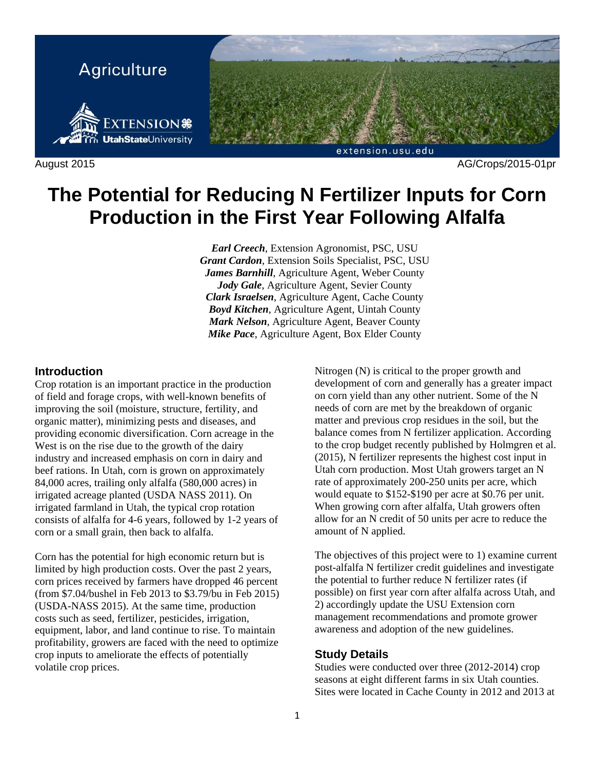Agriculture

August 2015 AG/Crops/2015-01pr

# The Potential for Reducing N Fertilizer Inputs for Corn Production in the First Year Following Alfalfa

***Earl Creech***, Extension Agronomist, PSC, USU
***Grant Cardon***, Extension Soils Specialist, PSC, USU
***James Barnhill***, Agriculture Agent, Weber County
***Jody Gale***, Agriculture Agent, Sevier County
***Clark Israelsen***, Agriculture Agent, Cache County
***Boyd Kitchen***, Agriculture Agent, Uintah County
***Mark Nelson***, Agriculture Agent, Beaver County
***Mike Pace***, Agriculture Agent, Box Elder County

## Introduction

Crop rotation is an important practice in the production of field and forage crops, with well-known benefits of improving the soil (moisture, structure, fertility, and organic matter), minimizing pests and diseases, and providing economic diversification. Corn acreage in the West is on the rise due to the growth of the dairy industry and increased emphasis on corn in dairy and beef rations. In Utah, corn is grown on approximately 84,000 acres, trailing only alfalfa (580,000 acres) in irrigated acreage planted (USDA NASS 2011). On irrigated farmland in Utah, the typical crop rotation consists of alfalfa for 4-6 years, followed by 1-2 years of corn or a small grain, then back to alfalfa.

Corn has the potential for high economic return but is limited by high production costs. Over the past 2 years, corn prices received by farmers have dropped 46 percent (from $7.04/bushel in Feb 2013 to $3.79/bu in Feb 2015) (USDA-NASS 2015). At the same time, production costs such as seed, fertilizer, pesticides, irrigation, equipment, labor, and land continue to rise. To maintain profitability, growers are faced with the need to optimize crop inputs to ameliorate the effects of potentially volatile crop prices.

Nitrogen (N) is critical to the proper growth and development of corn and generally has a greater impact on corn yield than any other nutrient. Some of the N needs of corn are met by the breakdown of organic matter and previous crop residues in the soil, but the balance comes from N fertilizer application. According to the crop budget recently published by Holmgren et al. (2015), N fertilizer represents the highest cost input in Utah corn production. Most Utah growers target an N rate of approximately 200-250 units per acre, which would equate to $152-$190 per acre at $0.76 per unit. When growing corn after alfalfa, Utah growers often allow for an N credit of 50 units per acre to reduce the amount of N applied.

The objectives of this project were to 1) examine current post-alfalfa N fertilizer credit guidelines and investigate the potential to further reduce N fertilizer rates (if possible) on first year corn after alfalfa across Utah, and 2) accordingly update the USU Extension corn management recommendations and promote grower awareness and adoption of the new guidelines.

### Study Details

Studies were conducted over three (2012-2014) crop seasons at eight different farms in six Utah counties. Sites were located in Cache County in 2012 and 2013 at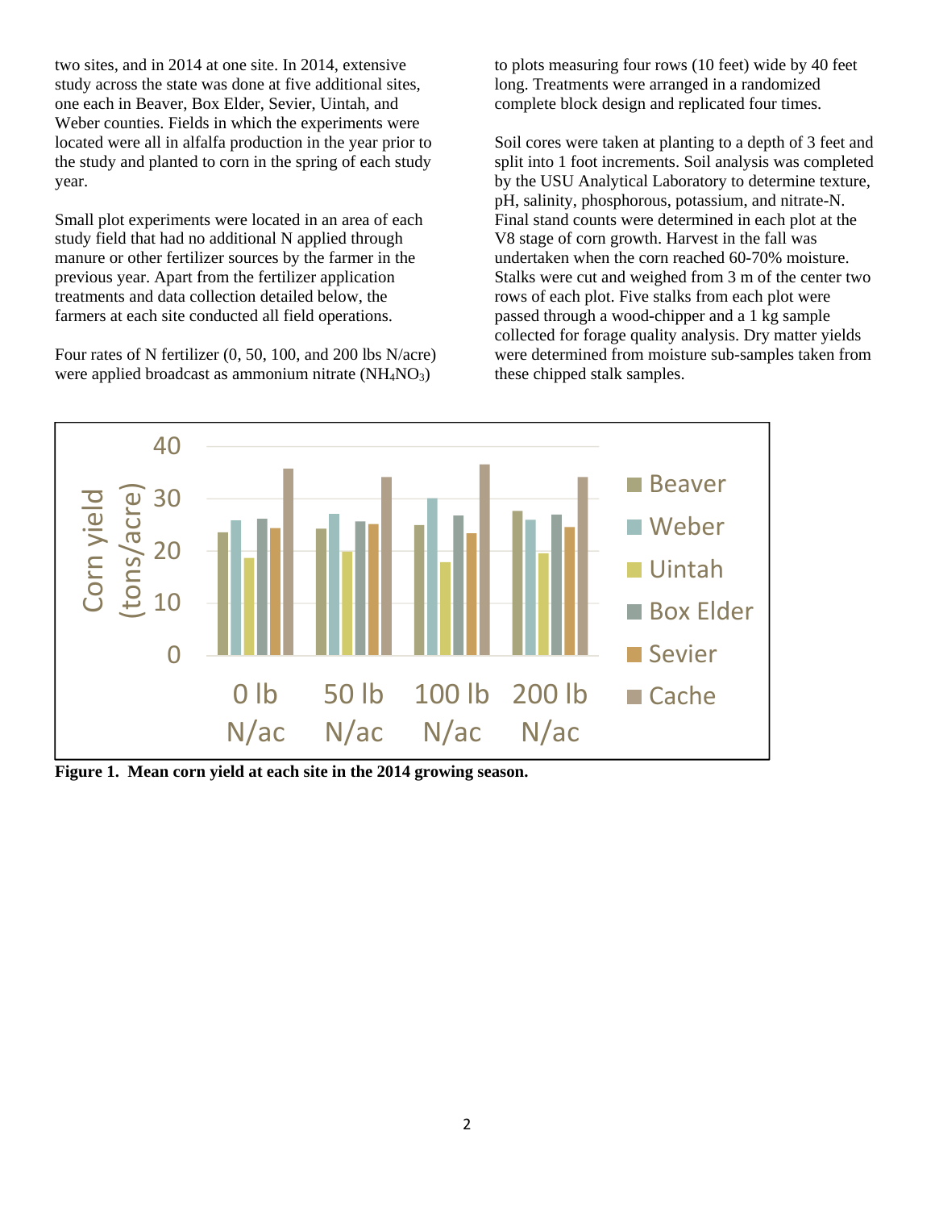two sites, and in 2014 at one site. In 2014, extensive study across the state was done at five additional sites, one each in Beaver, Box Elder, Sevier, Uintah, and Weber counties. Fields in which the experiments were located were all in alfalfa production in the year prior to the study and planted to corn in the spring of each study year.

Small plot experiments were located in an area of each study field that had no additional N applied through manure or other fertilizer sources by the farmer in the previous year. Apart from the fertilizer application treatments and data collection detailed below, the farmers at each site conducted all field operations.

Four rates of N fertilizer (0, 50, 100, and 200 lbs N/acre) were applied broadcast as ammonium nitrate ($NH_4NO_3$) to plots measuring four rows (10 feet) wide by 40 feet long. Treatments were arranged in a randomized complete block design and replicated four times.

Soil cores were taken at planting to a depth of 3 feet and split into 1 foot increments. Soil analysis was completed by the USU Analytical Laboratory to determine texture, pH, salinity, phosphorous, potassium, and nitrate-N. Final stand counts were determined in each plot at the V8 stage of corn growth. Harvest in the fall was undertaken when the corn reached 60-70% moisture. Stalks were cut and weighed from 3 m of the center two rows of each plot. Five stalks from each plot were passed through a wood-chipper and a 1 kg sample collected for forage quality analysis. Dry matter yields were determined from moisture sub-samples taken from these chipped stalk samples.

**Figure 1. Mean corn yield at each site in the 2014 growing season.**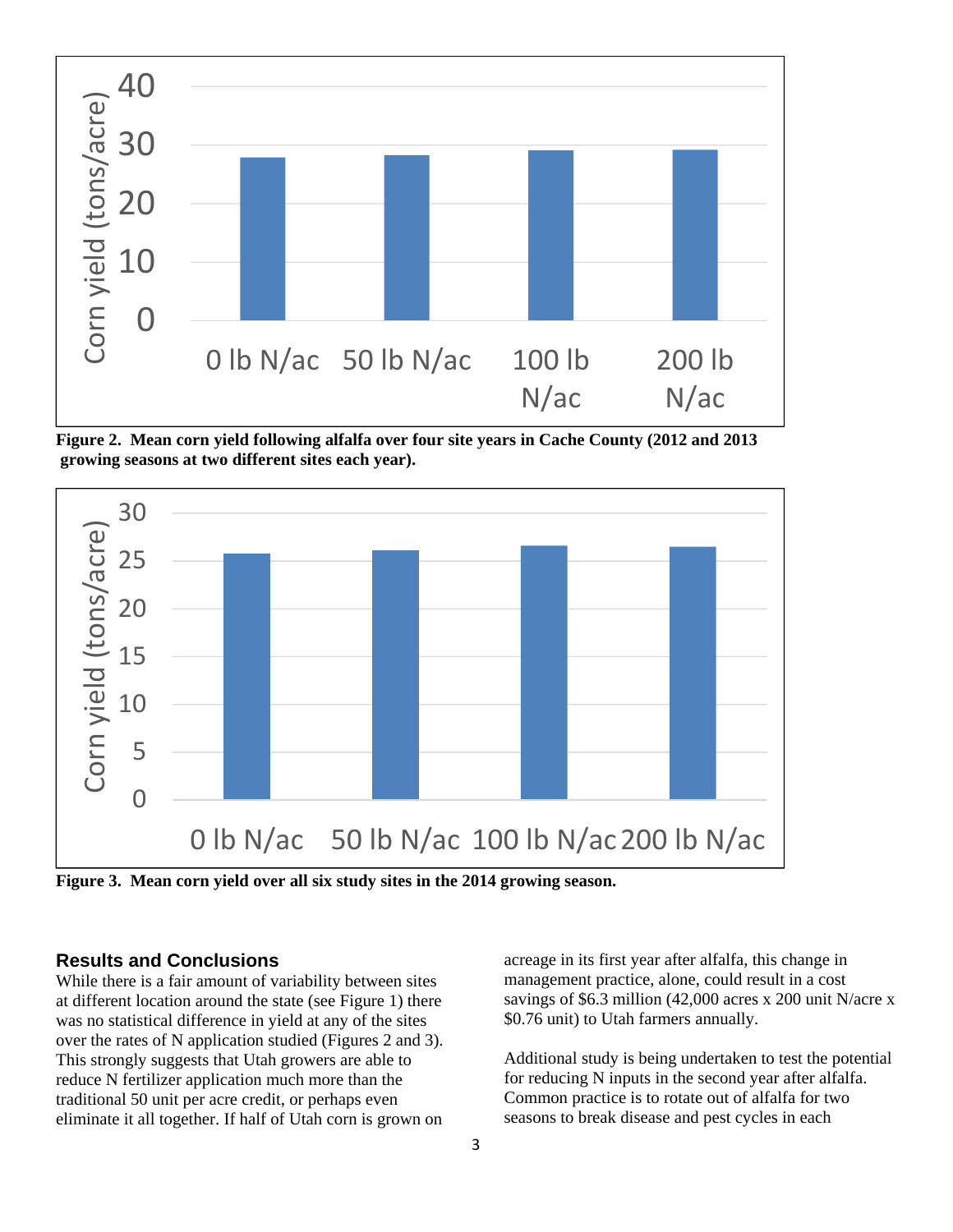**Figure 2. Mean corn yield following alfalfa over four site years in Cache County (2012 and 2013 growing seasons at two different sites each year).**

**Figure 3. Mean corn yield over all six study sites in the 2014 growing season.**

## Results and Conclusions

While there is a fair amount of variability between sites at different location around the state (see Figure 1) there was no statistical difference in yield at any of the sites over the rates of N application studied (Figures 2 and 3). This strongly suggests that Utah growers are able to reduce N fertilizer application much more than the traditional 50 unit per acre credit, or perhaps even eliminate it all together. If half of Utah corn is grown on acreage in its first year after alfalfa, this change in management practice, alone, could result in a cost savings of $6.3 million (42,000 acres x 200 unit N/acre x $0.76 unit) to Utah farmers annually.

Additional study is being undertaken to test the potential for reducing N inputs in the second year after alfalfa. Common practice is to rotate out of alfalfa for two seasons to break disease and pest cycles in each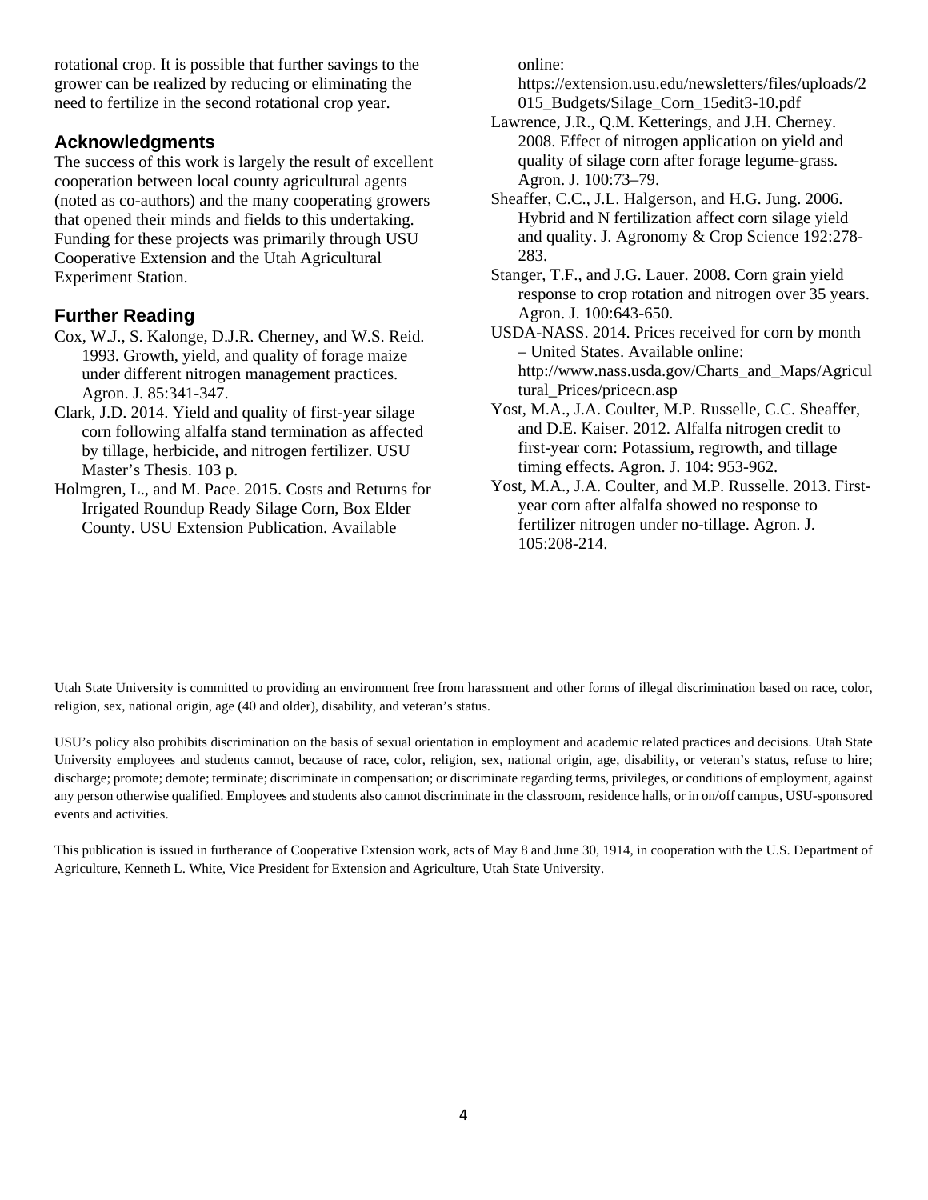rotational crop. It is possible that further savings to the grower can be realized by reducing or eliminating the need to fertilize in the second rotational crop year.

## Acknowledgments

The success of this work is largely the result of excellent cooperation between local county agricultural agents (noted as co-authors) and the many cooperating growers that opened their minds and fields to this undertaking. Funding for these projects was primarily through USU Cooperative Extension and the Utah Agricultural Experiment Station.

## Further Reading

Cox, W.J., S. Kalonge, D.J.R. Cherney, and W.S. Reid. 1993. Growth, yield, and quality of forage maize under different nitrogen management practices. Agron. J. 85:341-347.

Clark, J.D. 2014. Yield and quality of first-year silage corn following alfalfa stand termination as affected by tillage, herbicide, and nitrogen fertilizer. USU Master's Thesis. 103 p.

Holmgren, L., and M. Pace. 2015. Costs and Returns for Irrigated Roundup Ready Silage Corn, Box Elder County. USU Extension Publication. Available online: https://extension.usu.edu/newsletters/files/uploads/2015_Budgets/Silage_Corn_15edit3-10.pdf

Lawrence, J.R., Q.M. Ketterings, and J.H. Cherney. 2008. Effect of nitrogen application on yield and quality of silage corn after forage legume-grass. Agron. J. 100:73–79.

Sheaffer, C.C., J.L. Halgerson, and H.G. Jung. 2006. Hybrid and N fertilization affect corn silage yield and quality. J. Agronomy & Crop Science 192:278-283.

Stanger, T.F., and J.G. Lauer. 2008. Corn grain yield response to crop rotation and nitrogen over 35 years. Agron. J. 100:643-650.

USDA-NASS. 2014. Prices received for corn by month – United States. Available online: http://www.nass.usda.gov/Charts_and_Maps/Agricultural_Prices/pricecn.asp

Yost, M.A., J.A. Coulter, M.P. Russelle, C.C. Sheaffer, and D.E. Kaiser. 2012. Alfalfa nitrogen credit to first-year corn: Potassium, regrowth, and tillage timing effects. Agron. J. 104: 953-962.

Yost, M.A., J.A. Coulter, and M.P. Russelle. 2013. First-year corn after alfalfa showed no response to fertilizer nitrogen under no-tillage. Agron. J. 105:208-214.

Utah State University is committed to providing an environment free from harassment and other forms of illegal discrimination based on race, color, religion, sex, national origin, age (40 and older), disability, and veteran's status.

USU's policy also prohibits discrimination on the basis of sexual orientation in employment and academic related practices and decisions. Utah State University employees and students cannot, because of race, color, religion, sex, national origin, age, disability, or veteran's status, refuse to hire; discharge; promote; demote; terminate; discriminate in compensation; or discriminate regarding terms, privileges, or conditions of employment, against any person otherwise qualified. Employees and students also cannot discriminate in the classroom, residence halls, or in on/off campus, USU-sponsored events and activities.

This publication is issued in furtherance of Cooperative Extension work, acts of May 8 and June 30, 1914, in cooperation with the U.S. Department of Agriculture, Kenneth L. White, Vice President for Extension and Agriculture, Utah State University.